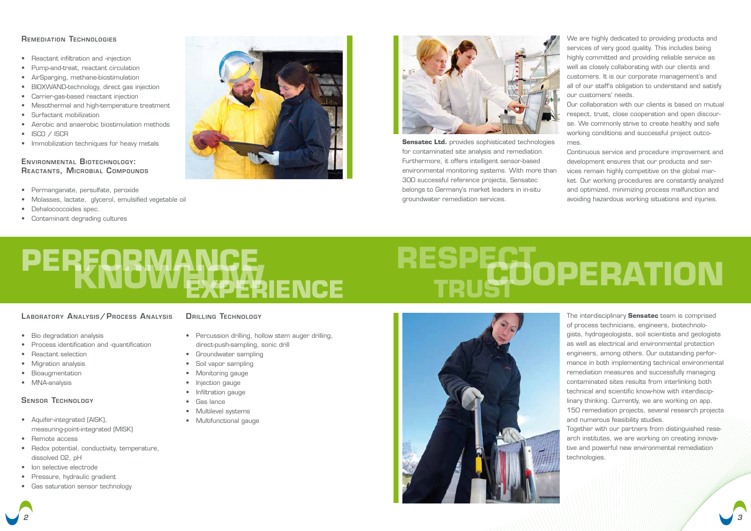## Remediation Technologies

- Reactant infiltration and -injection
- Pump-and-treat, reactant circulation
- AirSparging, methane-biostimulation
- BIOXWAND-technology, direct gas injection
- Carrier-gas-based reactant injection
- Mesothermal and high-temperature treatment
- Surfactant mobilization
- Aerobic and anaerobic biostimulation methods
- ISCO / ISCR
- Immobilization techniques for heavy metals

## Environmental Biotechnology: Reactants, Microbial Compounds

- Permanganate, persulfate, peroxide
- Molasses, lactate, glycerol, emulsified vegetable oil
- Dehalococcoides spec.
- Contaminant degrading cultures

**Sensatec Ltd.** provides sophisticated technologies for contaminated site analysis and remediation. Furthermore, it offers intelligent sensor-based environmental monitoring systems. With more than 300 successful reference projects, Sensatec belongs to Germany's market leaders in in-situ groundwater remediation services.

We are highly dedicated to providing products and services of very good quality. This includes being highly committed and providing reliable service as well as closely collaborating with our clients and customers. It is our corporate management's and all of our staff's obligation to understand and satisfy our customers' needs.

Our collaboration with our clients is based on mutual respect, trust, close cooperation and open discourse. We commonly strive to create healthy and safe working conditions and successful project outcomes.

Continuous service and procedure improvement and development ensures that our products and services remain highly competitive on the global market. Our working procedures are constantly analyzed and optimized, minimizing process malfunction and avoiding hazardous working situations and injuries.

# PERFORMANCE KNOWHOW EXPERIENCE

# RESPECT TRUST COOPERATION

## Laboratory Analysis / Process Analysis

- Bio degradation analysis
- Process identification and -quantification
- Reactant selection
- Migration analysis
- Bioaugmentation
- MNA-analysis

## Sensor Technology

- Aquifer-integrated (AISK), measuring-point-integrated (MISK)
- Remote access
- Redox potential, conductivity, temperature, dissolved O2, pH
- Ion selective electrode
- Pressure, hydraulic gradient
- Gas saturation sensor technology

## Drilling Technology

- Percussion drilling, hollow stem auger drilling, direct-push-sampling, sonic drill
- Groundwater sampling
- Soil vapor sampling
- Monitoring gauge
- Injection gauge
- Infiltration gauge
- Gas lance
- Multilevel systems
- Multifunctional gauge

The interdisciplinary **Sensatec** team is comprised of process technicians, engineers, biotechnologists, hydrogeologists, soil scientists and geologists as well as electrical and environmental protection engineers, among others. Our outstanding performance in both implementing technical environmental remediation measures and successfully managing contaminated sites results from interlinking both technical and scientific know-how with interdisciplinary thinking. Currently, we are working on app. 150 remediation projects, several research projects and numerous feasibility studies.

Together with our partners from distinguished research institutes, we are working on creating innovative and powerful new environmental remediation technologies.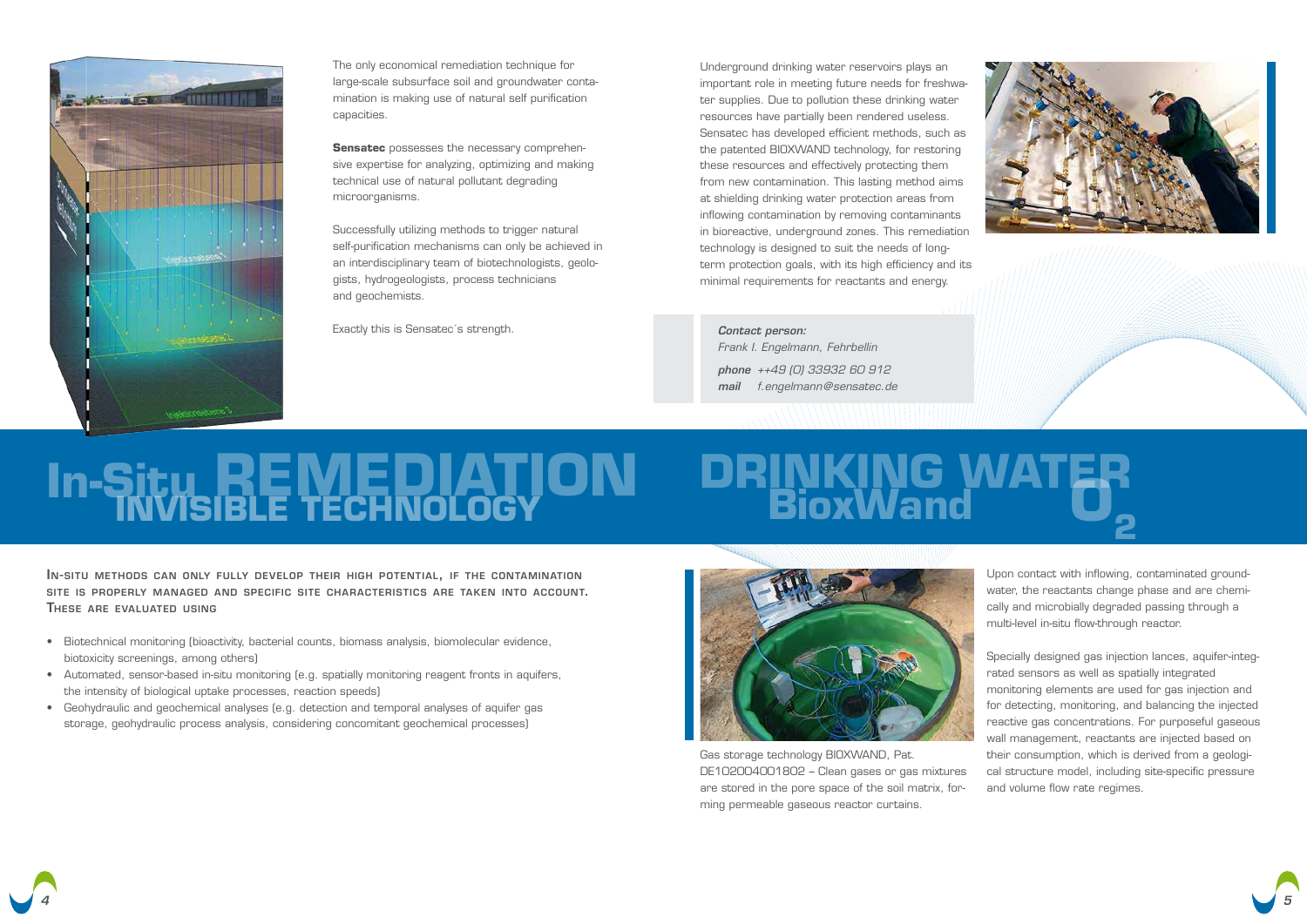The only economical remediation technique for large-scale subsurface soil and groundwater contamination is making use of natural self purification capacities.

**Sensatec** possesses the necessary comprehensive expertise for analyzing, optimizing and making technical use of natural pollutant degrading microorganisms.

Successfully utilizing methods to trigger natural self-purification mechanisms can only be achieved in an interdisciplinary team of biotechnologists, geologists, hydrogeologists, process technicians and geochemists.

Exactly this is Sensatec´s strength.

# In-Situ REMEDIATION
## INVISIBLE TECHNOLOGY

In-situ methods can only fully develop their high potential, if the contamination site is properly managed and specific site characteristics are taken into account. These are evaluated using

- Biotechnical monitoring (bioactivity, bacterial counts, biomass analysis, biomolecular evidence, biotoxicity screenings, among others)
- Automated, sensor-based in-situ monitoring (e.g. spatially monitoring reagent fronts in aquifers, the intensity of biological uptake processes, reaction speeds)
- Geohydraulic and geochemical analyses (e.g. detection and temporal analyses of aquifer gas storage, geohydraulic process analysis, considering concomitant geochemical processes)

Underground drinking water reservoirs plays an important role in meeting future needs for freshwater supplies. Due to pollution these drinking water resources have partially been rendered useless. Sensatec has developed efficient methods, such as the patented BIOXWAND technology, for restoring these resources and effectively protecting them from new contamination. This lasting method aims at shielding drinking water protection areas from inflowing contamination by removing contaminants in bioreactive, underground zones. This remediation technology is designed to suit the needs of long-term protection goals, with its high efficiency and its minimal requirements for reactants and energy.

***Contact person:***
*Frank I. Engelmann, Fehrbellin*

***phone*** *++49 (0) 33932 60 912*
***mail*** *f.engelmann@sensatec.de*

# DRINKING WATER
## BioxWand $O_2$

Gas storage technology BIOXWAND, Pat. DE102004001802 – Clean gases or gas mixtures are stored in the pore space of the soil matrix, forming permeable gaseous reactor curtains.

Upon contact with inflowing, contaminated groundwater, the reactants change phase and are chemically and microbially degraded passing through a multi-level in-situ flow-through reactor.

Specially designed gas injection lances, aquifer-integrated sensors as well as spatially integrated monitoring elements are used for gas injection and for detecting, monitoring, and balancing the injected reactive gas concentrations. For purposeful gaseous wall management, reactants are injected based on their consumption, which is derived from a geological structure model, including site-specific pressure and volume flow rate regimes.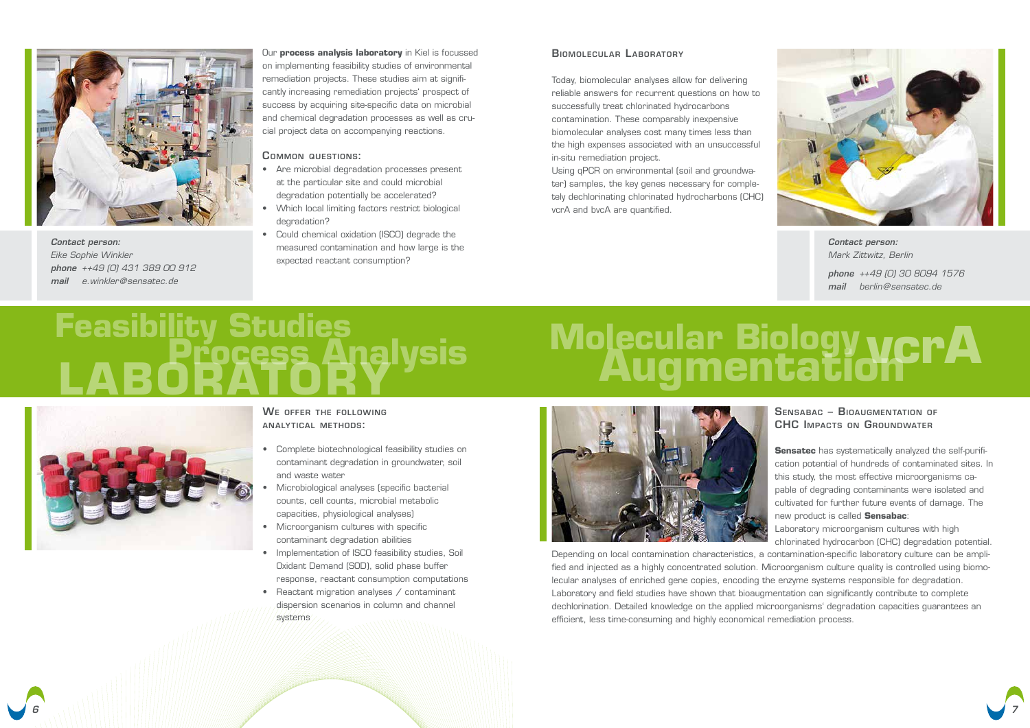Our **process analysis laboratory** in Kiel is focussed on implementing feasibility studies of environmental remediation projects. These studies aim at significantly increasing remediation projects' prospect of success by acquiring site-specific data on microbial and chemical degradation processes as well as crucial project data on accompanying reactions.

### Common questions:

- Are microbial degradation processes present at the particular site and could microbial degradation potentially be accelerated?
- Which local limiting factors restrict biological degradation?
- Could chemical oxidation (ISCO) degrade the measured contamination and how large is the expected reactant consumption?

***Contact person:***
*Eike Sophie Winkler*
***phone*** *++49 (0) 431 389 00 912*
***mail*** *e.winkler@sensatec.de*

# Feasibility Studies Process Analysis LABORATORY

### We offer the following analytical methods:

- Complete biotechnological feasibility studies on contaminant degradation in groundwater, soil and waste water
- Microbiological analyses (specific bacterial counts, cell counts, microbial metabolic capacities, physiological analyses)
- Microorganism cultures with specific contaminant degradation abilities
- Implementation of ISCO feasibility studies, Soil Oxidant Demand (SOD), solid phase buffer response, reactant consumption computations
- Reactant migration analyses / contaminant dispersion scenarios in column and channel systems

### Biomolecular Laboratory

Today, biomolecular analyses allow for delivering reliable answers for recurrent questions on how to successfully treat chlorinated hydrocarbons contamination. These comparably inexpensive biomolecular analyses cost many times less than the high expenses associated with an unsuccessful in-situ remediation project.
Using qPCR on environmental (soil and groundwater) samples, the key genes necessary for completely dechlorinating chlorinated hydrocharbons (CHC) vcrA and bvcA are quantified.

***Contact person:***
*Mark Zittwitz, Berlin*
***phone*** *++49 (0) 30 8094 1576*
***mail*** *berlin@sensatec.de*

# Molecular Biology Augmentation vcrA

### Sensabac – Bioaugmentation of CHC Impacts on Groundwater

**Sensatec** has systematically analyzed the self-purification potential of hundreds of contaminated sites. In this study, the most effective microorganisms capable of degrading contaminants were isolated and cultivated for further future events of damage. The new product is called **Sensabac**:
Laboratory microorganism cultures with high chlorinated hydrocarbon (CHC) degradation potential.

Depending on local contamination characteristics, a contamination-specific laboratory culture can be amplified and injected as a highly concentrated solution. Microorganism culture quality is controlled using biomolecular analyses of enriched gene copies, encoding the enzyme systems responsible for degradation. Laboratory and field studies have shown that bioaugmentation can significantly contribute to complete dechlorination. Detailed knowledge on the applied microorganisms' degradation capacities guarantees an efficient, less time-consuming and highly economical remediation process.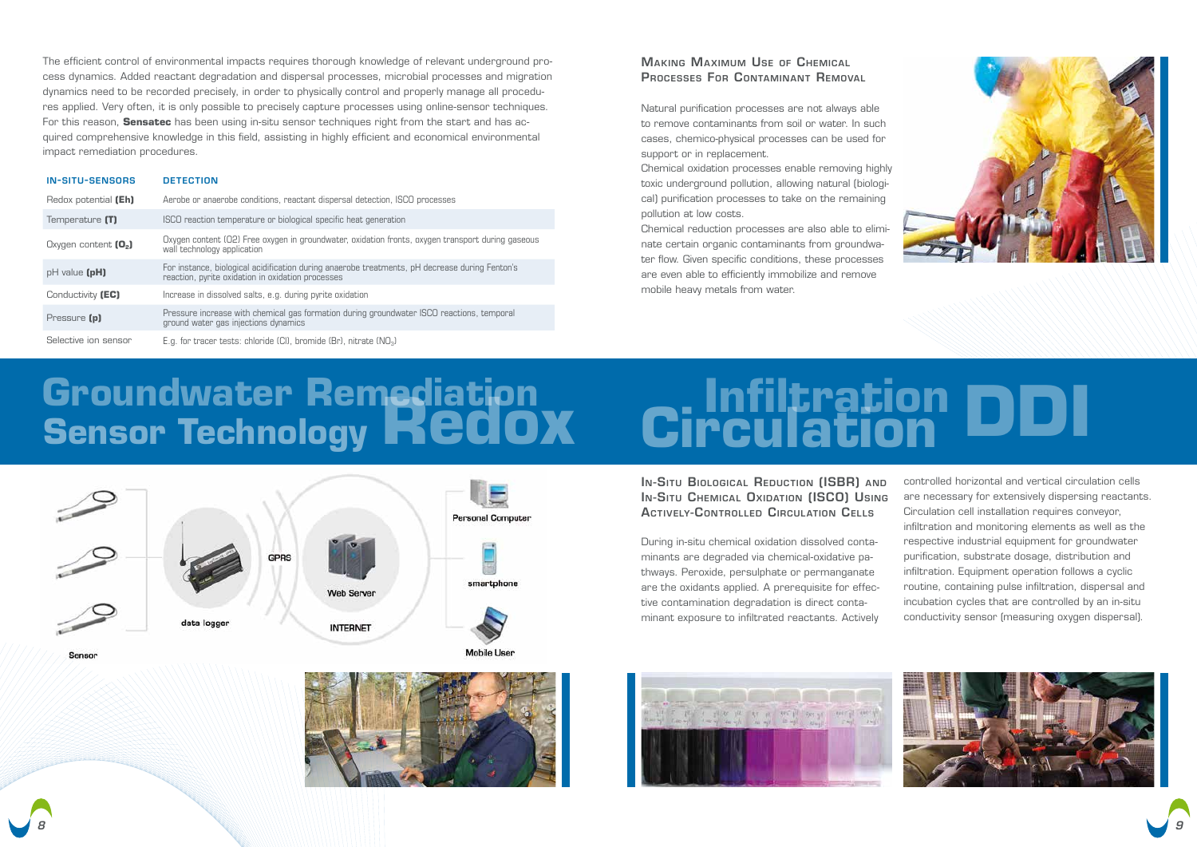The efficient control of environmental impacts requires thorough knowledge of relevant underground process dynamics. Added reactant degradation and dispersal processes, microbial processes and migration dynamics need to be recorded precisely, in order to physically control and properly manage all procedures applied. Very often, it is only possible to precisely capture processes using online-sensor techniques. For this reason, **Sensatec** has been using in-situ sensor techniques right from the start and has acquired comprehensive knowledge in this field, assisting in highly efficient and economical environmental impact remediation procedures.

| IN-SITU-SENSORS | DETECTION |
|---|---|
| Redox potential **(Eh)** | Aerobe or anaerobe conditions, reactant dispersal detection, ISCO processes |
| Temperature **(T)** | ISCO reaction temperature or biological specific heat generation |
| Oxygen content **($O_2$)** | Oxygen content (O2) Free oxygen in groundwater, oxidation fronts, oxygen transport during gaseous wall technology application |
| pH value **(pH)** | For instance, biological acidification during anaerobe treatments, pH decrease during Fenton's reaction, pyrite oxidation in oxidation processes |
| Conductivity **(EC)** | Increase in dissolved salts, e.g. during pyrite oxidation |
| Pressure **(p)** | Pressure increase with chemical gas formation during groundwater ISCO reactions, temporal ground water gas injections dynamics |
| Selective ion sensor | E.g. for tracer tests: chloride (Cl), bromide (Br), nitrate ($NO_3$) |

# Groundwater Remediation Sensor Technology Redox

Sensor

data logger

GPRS

Web Server

INTERNET

Personal Computer

smartphone

Mobile User

## Making Maximum Use of Chemical Processes For Contaminant Removal

Natural purification processes are not always able to remove contaminants from soil or water. In such cases, chemico-physical processes can be used for support or in replacement.

Chemical oxidation processes enable removing highly toxic underground pollution, allowing natural (biological) purification processes to take on the remaining pollution at low costs.

Chemical reduction processes are also able to eliminate certain organic contaminants from groundwater flow. Given specific conditions, these processes are even able to efficiently immobilize and remove mobile heavy metals from water.

# Infiltration Circulation DDI

## In-Situ Biological Reduction (ISBR) and In-Situ Chemical Oxidation (ISCO) Using Actively-Controlled Circulation Cells

During in-situ chemical oxidation dissolved contaminants are degraded via chemical-oxidative pathways. Peroxide, persulphate or permanganate are the oxidants applied. A prerequisite for effective contamination degradation is direct contaminant exposure to infiltrated reactants. Actively controlled horizontal and vertical circulation cells are necessary for extensively dispersing reactants. Circulation cell installation requires conveyor, infiltration and monitoring elements as well as the respective industrial equipment for groundwater purification, substrate dosage, distribution and infiltration. Equipment operation follows a cyclic routine, containing pulse infiltration, dispersal and incubation cycles that are controlled by an in-situ conductivity sensor (measuring oxygen dispersal).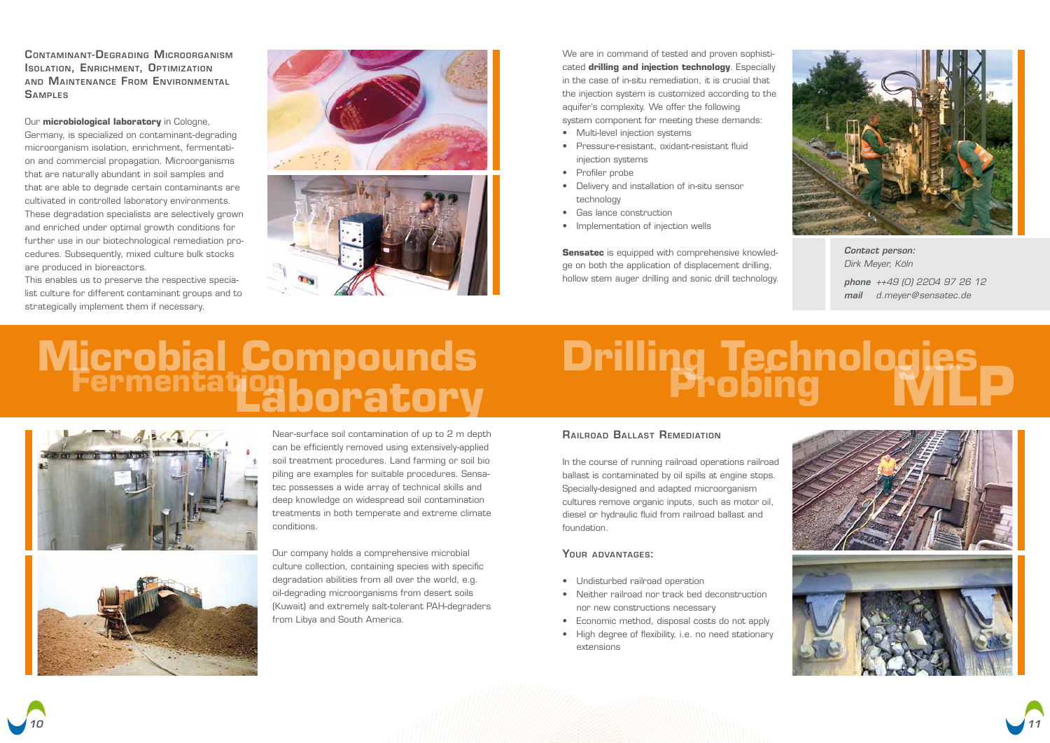## Contaminant-Degrading Microorganism Isolation, Enrichment, Optimization and Maintenance From Environmental Samples

Our **microbiological laboratory** in Cologne, Germany, is specialized on contaminant-degrading microorganism isolation, enrichment, fermentation and commercial propagation. Microorganisms that are naturally abundant in soil samples and that are able to degrade certain contaminants are cultivated in controlled laboratory environments. These degradation specialists are selectively grown and enriched under optimal growth conditions for further use in our biotechnological remediation procedures. Subsequently, mixed culture bulk stocks are produced in bioreactors.

This enables us to preserve the respective specialist culture for different contaminant groups and to strategically implement them if necessary.

# Microbial Compounds Fermentation Laboratory

Near-surface soil contamination of up to 2 m depth can be efficiently removed using extensively-applied soil treatment procedures. Land farming or soil bio piling are examples for suitable procedures. Sensatec possesses a wide array of technical skills and deep knowledge on widespread soil contamination treatments in both temperate and extreme climate conditions.

Our company holds a comprehensive microbial culture collection, containing species with specific degradation abilities from all over the world, e.g. oil-degrading microorganisms from desert soils (Kuwait) and extremely salt-tolerant PAH-degraders from Libya and South America.

We are in command of tested and proven sophisticated **drilling and injection technology**. Especially in the case of in-situ remediation, it is crucial that the injection system is customized according to the aquifer's complexity. We offer the following system component for meeting these demands:

- Multi-level injection systems
- Pressure-resistant, oxidant-resistant fluid injection systems
- Profiler probe
- Delivery and installation of in-situ sensor technology
- Gas lance construction
- Implementation of injection wells

**Sensatec** is equipped with comprehensive knowledge on both the application of displacement drilling, hollow stem auger drilling and sonic drill technology.

*Contact person:*
*Dirk Meyer, Köln*
***phone*** *++49 (0) 2204 97 26 12*
***mail*** *d.meyer@sensatec.de*

# Drilling Technologies Probing MLP

## Railroad Ballast Remediation

In the course of running railroad operations railroad ballast is contaminated by oil spills at engine stops. Specially-designed and adapted microorganism cultures remove organic inputs, such as motor oil, diesel or hydraulic fluid from railroad ballast and foundation.

### Your advantages:

- Undisturbed railroad operation
- Neither railroad nor track bed deconstruction nor new constructions necessary
- Economic method, disposal costs do not apply
- High degree of flexibility, i.e. no need stationary extensions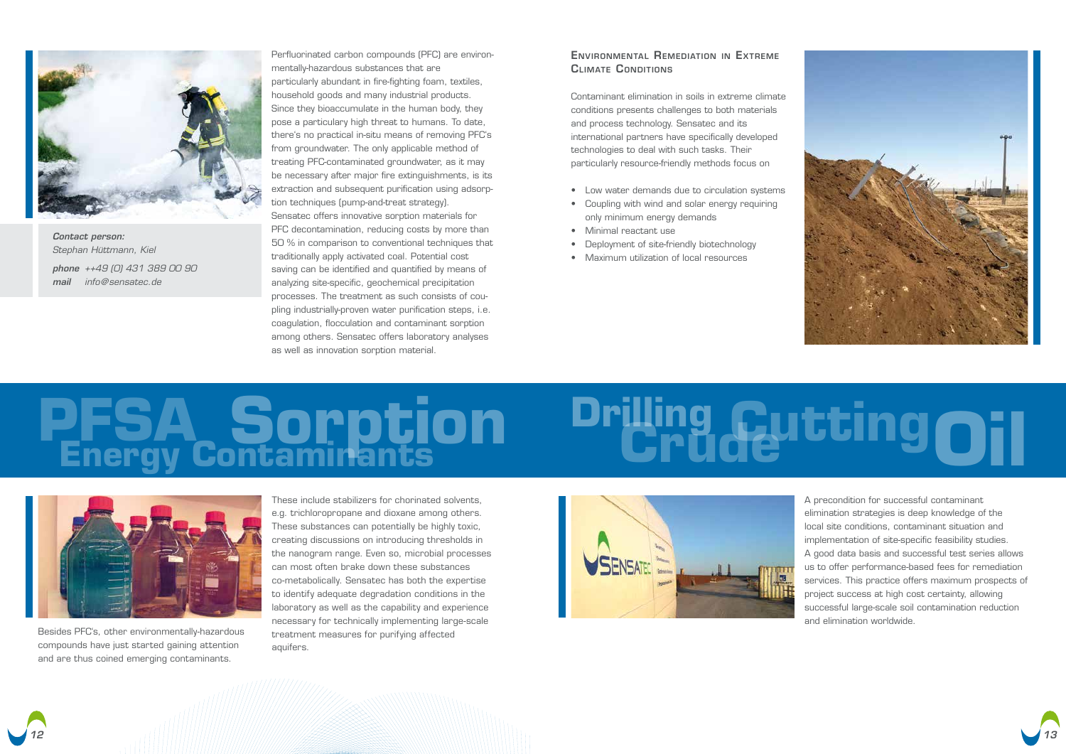Perfluorinated carbon compounds (PFC) are environmentally-hazardous substances that are particularly abundant in fire-fighting foam, textiles, household goods and many industrial products. Since they bioaccumulate in the human body, they pose a particulary high threat to humans. To date, there's no practical in-situ means of removing PFC's from groundwater. The only applicable method of treating PFC-contaminated groundwater, as it may be necessary after major fire extinguishments, is its extraction and subsequent purification using adsorption techniques (pump-and-treat strategy). Sensatec offers innovative sorption materials for PFC decontamination, reducing costs by more than 50 % in comparison to conventional techniques that traditionally apply activated coal. Potential cost saving can be identified and quantified by means of analyzing site-specific, geochemical precipitation processes. The treatment as such consists of coupling industrially-proven water purification steps, i.e. coagulation, flocculation and contaminant sorption among others. Sensatec offers laboratory analyses as well as innovation sorption material.

***Contact person:***
*Stephan Hüttmann, Kiel*

***phone*** *++49 (0) 431 389 00 90*
***mail*** *info@sensatec.de*

## Environmental Remediation in Extreme Climate Conditions

Contaminant elimination in soils in extreme climate conditions presents challenges to both materials and process technology. Sensatec and its international partners have specifically developed technologies to deal with such tasks. Their particularly resource-friendly methods focus on

- Low water demands due to circulation systems
- Coupling with wind and solar energy requiring only minimum energy demands
- Minimal reactant use
- Deployment of site-friendly biotechnology
- Maximum utilization of local resources

# PFSA Sorption Energy Contaminants

# Drilling Cutting Crude Oil

Besides PFC's, other environmentally-hazardous compounds have just started gaining attention and are thus coined emerging contaminants.

These include stabilizers for chorinated solvents, e.g. trichloropropane and dioxane among others. These substances can potentially be highly toxic, creating discussions on introducing thresholds in the nanogram range. Even so, microbial processes can most often brake down these substances co-metabolically. Sensatec has both the expertise to identify adequate degradation conditions in the laboratory as well as the capability and experience necessary for technically implementing large-scale treatment measures for purifying affected aquifers.

A precondition for successful contaminant elimination strategies is deep knowledge of the local site conditions, contaminant situation and implementation of site-specific feasibility studies. A good data basis and successful test series allows us to offer performance-based fees for remediation services. This practice offers maximum prospects of project success at high cost certainty, allowing successful large-scale soil contamination reduction and elimination worldwide.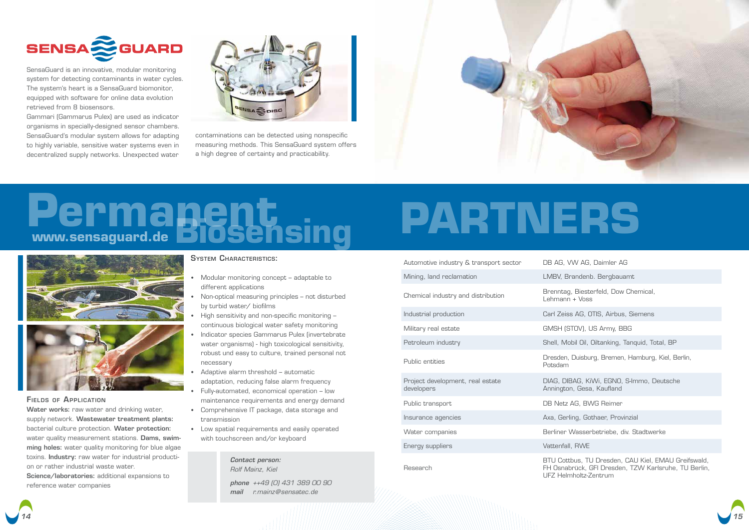SENSA GUARD

SensaGuard is an innovative, modular monitoring system for detecting contaminants in water cycles. The system's heart is a SensaGuard biomonitor, equipped with software for online data evolution retrieved from 8 biosensors.
Gammari (Gammarus Pulex) are used as indicator organisms in specially-designed sensor chambers. SensaGuard's modular system allows for adapting to highly variable, sensitive water systems even in decentralized supply networks. Unexpected water contaminations can be detected using nonspecific measuring methods. This SensaGuard system offers a high degree of certainty and practicability.

# Permanent Biosensing

**www.sensaguard.de**

### Fields of Application

**Water works:** raw water and drinking water, supply network. **Wastewater treatment plants:** bacterial culture protection. **Water protection:** water quality measurement stations. **Dams, swimming holes:** water quality monitoring for blue algae toxins. **Industry:** raw water for industrial production or rather industrial waste water.
**Science/laboratories:** additional expansions to reference water companies

### System Characteristics:

- Modular monitoring concept – adaptable to different applications
- Non-optical measuring principles – not disturbed by turbid water/ biofilms
- High sensitivity and non-specific monitoring – continuous biological water safety monitoring
- Indicator species Gammarus Pulex (invertebrate water organisms) - high toxicological sensitivity, robust und easy to culture, trained personal not necessary
- Adaptive alarm threshold – automatic adaptation, reducing false alarm frequency
- Fully-automated, economical operation – low maintenance requirements and energy demand
- Comprehensive IT package, data storage and transmission
- Low spatial requirements and easily operated with touchscreen and/or keyboard

*Contact person:*
*Rolf Mainz, Kiel*

***phone*** *++49 (0) 431 389 00 90*
***mail*** *r.mainz@sensatec.de*

# PARTNERS

| Sector | Partners |
|---|---|
| Automotive industry & transport sector | DB AG, VW AG, Daimler AG |
| Mining, land reclamation | LMBV, Brandenb. Bergbauamt |
| Chemical industry and distribution | Brenntag, Biesterfeld, Dow Chemical, Lehmann + Voss |
| Industrial production | Carl Zeiss AG, OTIS, Airbus, Siemens |
| Military real estate | GMSH (STOV), US Army, BBG |
| Petroleum industry | Shell, Mobil Oil, Oiltanking, Tanquid, Total, BP |
| Public entities | Dresden, Duisburg, Bremen, Hamburg, Kiel, Berlin, Potsdam |
| Project development, real estate developers | DIAG, DIBAG, KiWi, EGNO, S-Immo, Deutsche Annington, Gesa, Kaufland |
| Public transport | DB Netz AG, BWG Reimer |
| Insurance agencies | Axa, Gerling, Gothaer, Provinzial |
| Water companies | Berliner Wasserbetriebe, div. Stadtwerke |
| Energy suppliers | Vattenfall, RWE |
| Research | BTU Cottbus, TU Dresden, CAU Kiel, EMAU Greifswald, FH Osnabrück, GFI Dresden, TZW Karlsruhe, TU Berlin, UFZ Helmholtz-Zentrum |